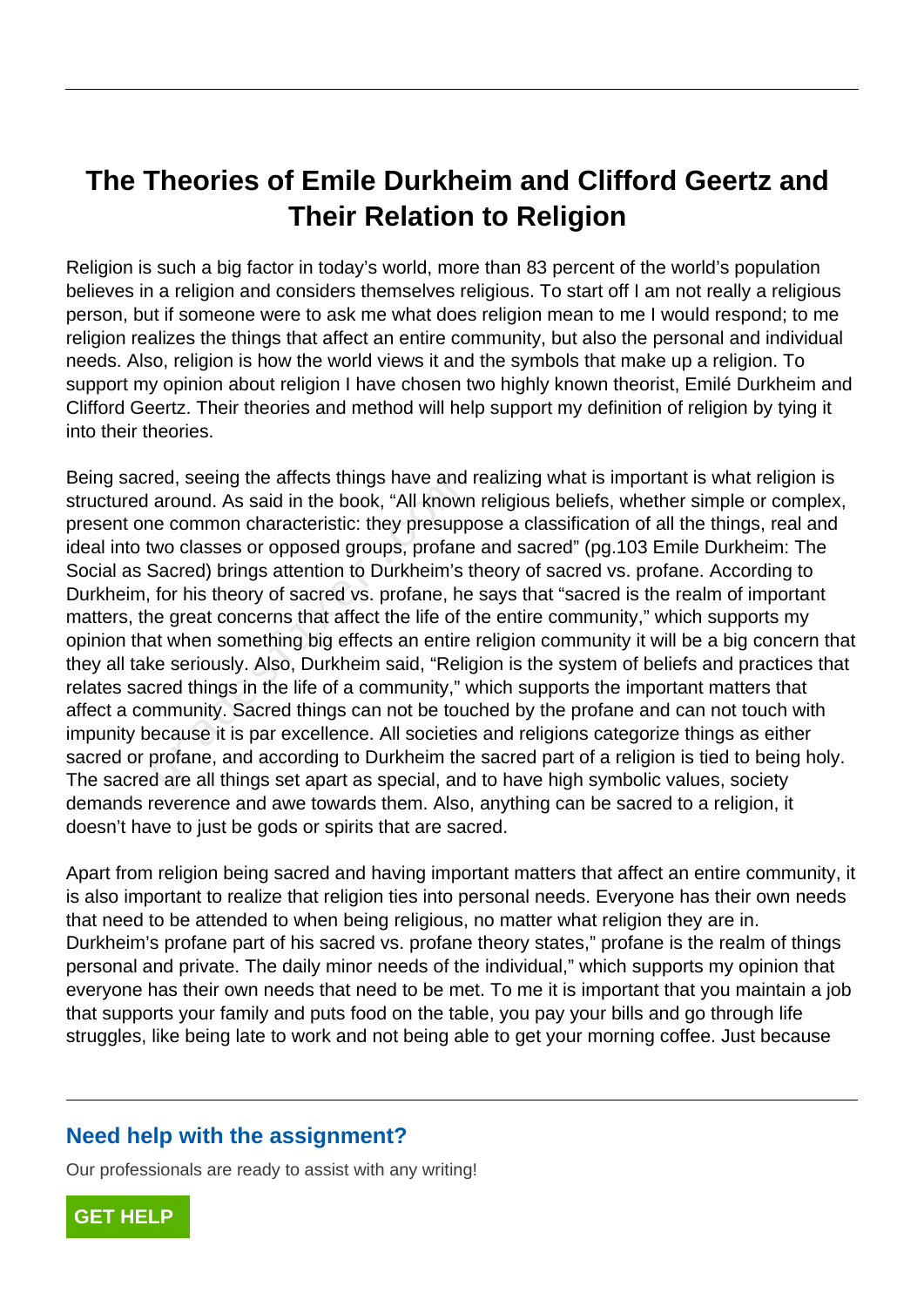# The Theories of Emile Durkheim and Clifford Geertz and Their Relation to Religion

Religion is such a big factor in today's world, more than 83 percent of the world's population believes in a religion and considers themselves religious. To start off I am not really a religious person, but if someone were to ask me what does religion mean to me I would respond; to me religion realizes the things that affect an entire community, but also the personal and individual needs. Also, religion is how the world views it and the symbols that make up a religion. To support my opinion about religion I have chosen two highly known theorist, Emilé Durkheim and Clifford Geertz. Their theories and method will help support my definition of religion by tying it into their theories.

Being sacred, seeing the affects things have and realizing what is important is what religion is structured around. As said in the book, "All known religious beliefs, whether simple or complex, present one common characteristic: they presuppose a classification of all the things, real and ideal into two classes or opposed groups, profane and sacred" (pg.103 Emile Durkheim: The Social as Sacred) brings attention to Durkheim's theory of sacred vs. profane. According to Durkheim, for his theory of sacred vs. profane, he says that "sacred is the realm of important matters, the great concerns that affect the life of the entire community," which supports my opinion that when something big effects an entire religion community it will be a big concern that they all take seriously. Also, Durkheim said, "Religion is the system of beliefs and practices that relates sacred things in the life of a community," which supports the important matters that affect a community. Sacred things can not be touched by the profane and can not touch with impunity because it is par excellence. All societies and religions categorize things as either sacred or profane, and according to Durkheim the sacred part of a religion is tied to being holy. The sacred are all things set apart as special, and to have high symbolic values, society demands reverence and awe towards them. Also, anything can be sacred to a religion, it doesn't have to just be gods or spirits that are sacred.

Apart from religion being sacred and having important matters that affect an entire community, it is also important to realize that religion ties into personal needs. Everyone has their own needs that need to be attended to when being religious, no matter what religion they are in. Durkheim's profane part of his sacred vs. profane theory states," profane is the realm of things personal and private. The daily minor needs of the individual," which supports my opinion that everyone has their own needs that need to be met. To me it is important that you maintain a job that supports your family and puts food on the table, you pay your bills and go through life struggles, like being late to work and not being able to get your morning coffee. Just because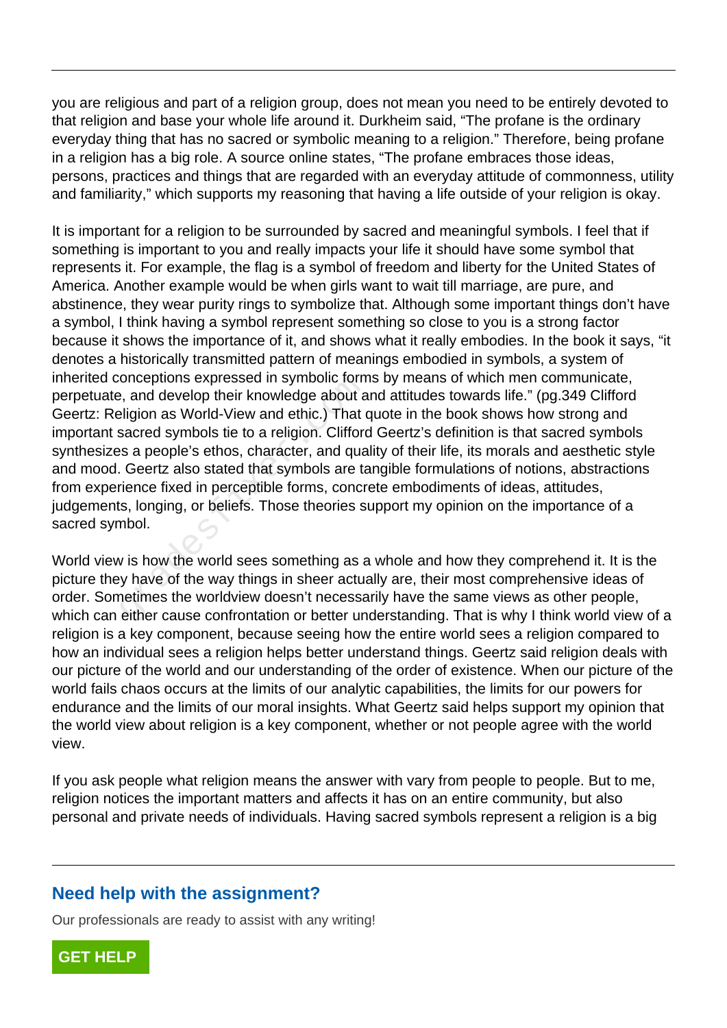you are religious and part of a religion group, does not mean you need to be entirely devoted to that religion and base your whole life around it. Durkheim said, "The profane is the ordinary everyday thing that has no sacred or symbolic meaning to a religion." Therefore, being profane in a religion has a big role. A source online states, "The profane embraces those ideas, persons, practices and things that are regarded with an everyday attitude of commonness, utility and familiarity," which supports my reasoning that having a life outside of your religion is okay.

It is important for a religion to be surrounded by sacred and meaningful symbols. I feel that if something is important to you and really impacts your life it should have some symbol that represents it. For example, the flag is a symbol of freedom and liberty for the United States of America. Another example would be when girls want to wait till marriage, are pure, and abstinence, they wear purity rings to symbolize that. Although some important things don't have a symbol, I think having a symbol represent something so close to you is a strong factor because it shows the importance of it, and shows what it really embodies. In the book it says, "it denotes a historically transmitted pattern of meanings embodied in symbols, a system of inherited conceptions expressed in symbolic forms by means of which men communicate, perpetuate, and develop their knowledge about and attitudes towards life." (pg.349 Clifford Geertz: Religion as World-View and ethic.) That quote in the book shows how strong and important sacred symbols tie to a religion. Clifford Geertz's definition is that sacred symbols synthesizes a people's ethos, character, and quality of their life, its morals and aesthetic style and mood. Geertz also stated that symbols are tangible formulations of notions, abstractions from experience fixed in perceptible forms, concrete embodiments of ideas, attitudes, judgements, longing, or beliefs. Those theories support my opinion on the importance of a sacred symbol.

World view is how the world sees something as a whole and how they comprehend it. It is the picture they have of the way things in sheer actually are, their most comprehensive ideas of order. Sometimes the worldview doesn't necessarily have the same views as other people, which can either cause confrontation or better understanding. That is why I think world view of a religion is a key component, because seeing how the entire world sees a religion compared to how an individual sees a religion helps better understand things. Geertz said religion deals with our picture of the world and our understanding of the order of existence. When our picture of the world fails chaos occurs at the limits of our analytic capabilities, the limits for our powers for endurance and the limits of our moral insights. What Geertz said helps support my opinion that the world view about religion is a key component, whether or not people agree with the world view.

If you ask people what religion means the answer with vary from people to people. But to me, religion notices the important matters and affects it has on an entire community, but also personal and private needs of individuals. Having sacred symbols represent a religion is a big

## Need help with the assignment?

Our professionals are ready to assist with any writing!

GET HELP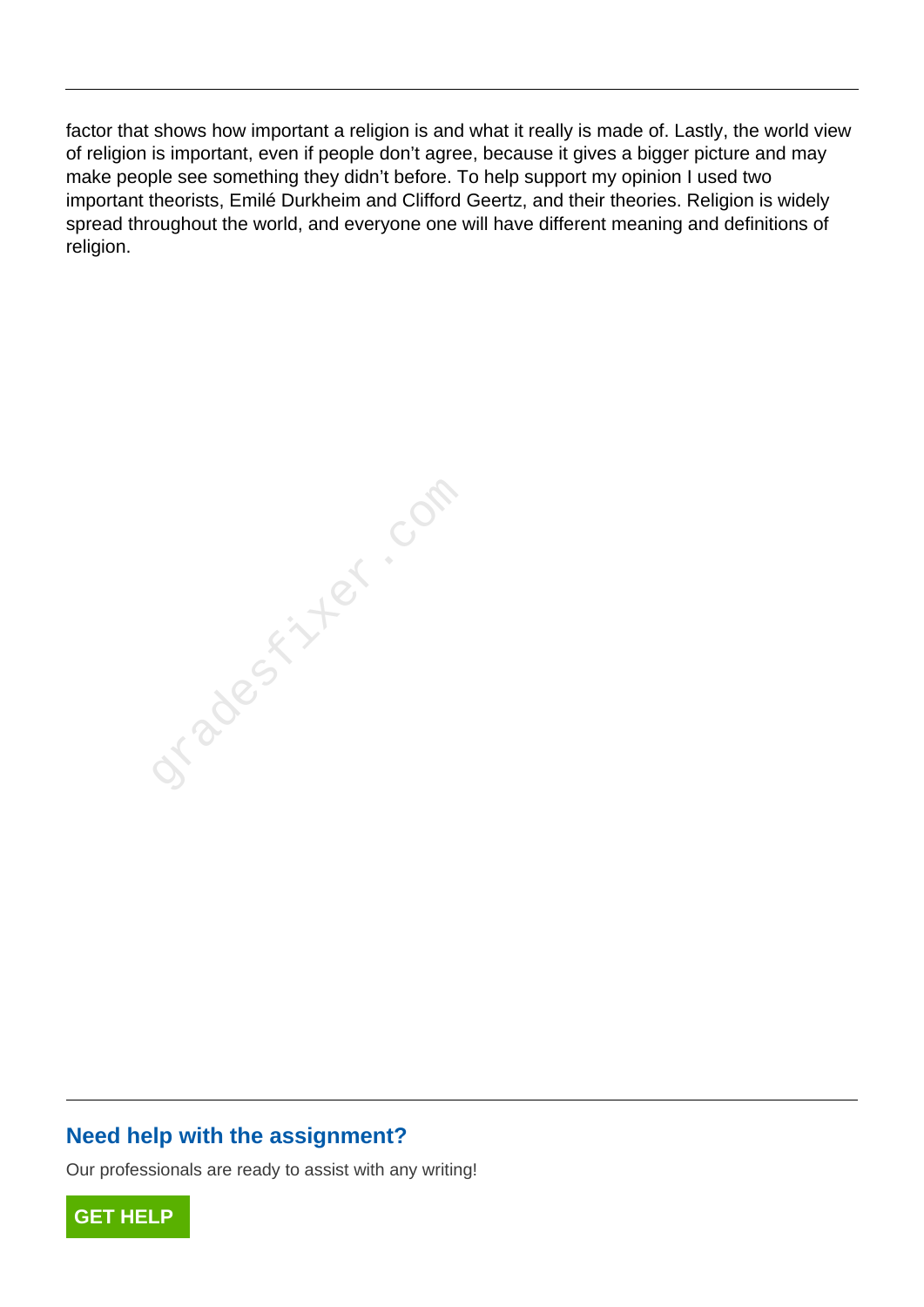factor that shows how important a religion is and what it really is made of. Lastly, the world view of religion is important, even if people don't agree, because it gives a bigger picture and may make people see something they didn't before. To help support my opinion I used two important theorists, Emilé Durkheim and Clifford Geertz, and their theories. Religion is widely spread throughout the world, and everyone one will have different meaning and definitions of religion.